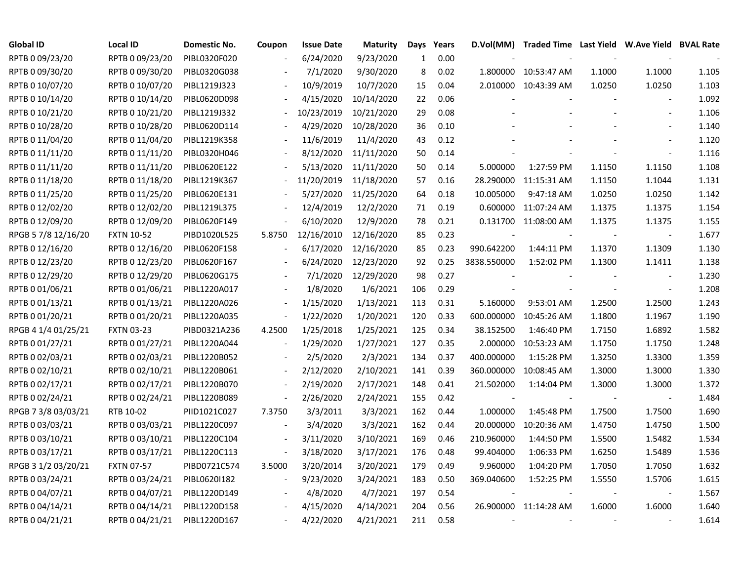| Global ID | Local ID | Domestic No. | Coupon | Issue Date | Maturity | Days | Years | D.Vol(MM) | Traded Time | Last Yield | W.Ave Yield | BVAL Rate |
|---|---|---|---|---|---|---|---|---|---|---|---|---|
| RPTB 0 09/23/20 | RPTB 0 09/23/20 | PIBL0320F020 | - | 6/24/2020 | 9/23/2020 | 1 | 0.00 | - | - | - | - | - |
| RPTB 0 09/30/20 | RPTB 0 09/30/20 | PIBL0320G038 | - | 7/1/2020 | 9/30/2020 | 8 | 0.02 | 1.800000 | 10:53:47 AM | 1.1000 | 1.1000 | 1.105 |
| RPTB 0 10/07/20 | RPTB 0 10/07/20 | PIBL1219J323 | - | 10/9/2019 | 10/7/2020 | 15 | 0.04 | 2.010000 | 10:43:39 AM | 1.0250 | 1.0250 | 1.103 |
| RPTB 0 10/14/20 | RPTB 0 10/14/20 | PIBL0620D098 | - | 4/15/2020 | 10/14/2020 | 22 | 0.06 | - | - | - | - | 1.092 |
| RPTB 0 10/21/20 | RPTB 0 10/21/20 | PIBL1219J332 | - | 10/23/2019 | 10/21/2020 | 29 | 0.08 | - | - | - | - | 1.106 |
| RPTB 0 10/28/20 | RPTB 0 10/28/20 | PIBL0620D114 | - | 4/29/2020 | 10/28/2020 | 36 | 0.10 | - | - | - | - | 1.140 |
| RPTB 0 11/04/20 | RPTB 0 11/04/20 | PIBL1219K358 | - | 11/6/2019 | 11/4/2020 | 43 | 0.12 | - | - | - | - | 1.120 |
| RPTB 0 11/11/20 | RPTB 0 11/11/20 | PIBL0320H046 | - | 8/12/2020 | 11/11/2020 | 50 | 0.14 | - | - | - | - | 1.116 |
| RPTB 0 11/11/20 | RPTB 0 11/11/20 | PIBL0620E122 | - | 5/13/2020 | 11/11/2020 | 50 | 0.14 | 5.000000 | 1:27:59 PM | 1.1150 | 1.1150 | 1.108 |
| RPTB 0 11/18/20 | RPTB 0 11/18/20 | PIBL1219K367 | - | 11/20/2019 | 11/18/2020 | 57 | 0.16 | 28.290000 | 11:15:31 AM | 1.1150 | 1.1044 | 1.131 |
| RPTB 0 11/25/20 | RPTB 0 11/25/20 | PIBL0620E131 | - | 5/27/2020 | 11/25/2020 | 64 | 0.18 | 10.005000 | 9:47:18 AM | 1.0250 | 1.0250 | 1.142 |
| RPTB 0 12/02/20 | RPTB 0 12/02/20 | PIBL1219L375 | - | 12/4/2019 | 12/2/2020 | 71 | 0.19 | 0.600000 | 11:07:24 AM | 1.1375 | 1.1375 | 1.154 |
| RPTB 0 12/09/20 | RPTB 0 12/09/20 | PIBL0620F149 | - | 6/10/2020 | 12/9/2020 | 78 | 0.21 | 0.131700 | 11:08:00 AM | 1.1375 | 1.1375 | 1.155 |
| RPGB 5 7/8 12/16/20 | FXTN 10-52 | PIBD1020L525 | 5.8750 | 12/16/2010 | 12/16/2020 | 85 | 0.23 | - | - | - | - | 1.677 |
| RPTB 0 12/16/20 | RPTB 0 12/16/20 | PIBL0620F158 | - | 6/17/2020 | 12/16/2020 | 85 | 0.23 | 990.642200 | 1:44:11 PM | 1.1370 | 1.1309 | 1.130 |
| RPTB 0 12/23/20 | RPTB 0 12/23/20 | PIBL0620F167 | - | 6/24/2020 | 12/23/2020 | 92 | 0.25 | 3838.550000 | 1:52:02 PM | 1.1300 | 1.1411 | 1.138 |
| RPTB 0 12/29/20 | RPTB 0 12/29/20 | PIBL0620G175 | - | 7/1/2020 | 12/29/2020 | 98 | 0.27 | - | - | - | - | 1.230 |
| RPTB 0 01/06/21 | RPTB 0 01/06/21 | PIBL1220A017 | - | 1/8/2020 | 1/6/2021 | 106 | 0.29 | - | - | - | - | 1.208 |
| RPTB 0 01/13/21 | RPTB 0 01/13/21 | PIBL1220A026 | - | 1/15/2020 | 1/13/2021 | 113 | 0.31 | 5.160000 | 9:53:01 AM | 1.2500 | 1.2500 | 1.243 |
| RPTB 0 01/20/21 | RPTB 0 01/20/21 | PIBL1220A035 | - | 1/22/2020 | 1/20/2021 | 120 | 0.33 | 600.000000 | 10:45:26 AM | 1.1800 | 1.1967 | 1.190 |
| RPGB 4 1/4 01/25/21 | FXTN 03-23 | PIBD0321A236 | 4.2500 | 1/25/2018 | 1/25/2021 | 125 | 0.34 | 38.152500 | 1:46:40 PM | 1.7150 | 1.6892 | 1.582 |
| RPTB 0 01/27/21 | RPTB 0 01/27/21 | PIBL1220A044 | - | 1/29/2020 | 1/27/2021 | 127 | 0.35 | 2.000000 | 10:53:23 AM | 1.1750 | 1.1750 | 1.248 |
| RPTB 0 02/03/21 | RPTB 0 02/03/21 | PIBL1220B052 | - | 2/5/2020 | 2/3/2021 | 134 | 0.37 | 400.000000 | 1:15:28 PM | 1.3250 | 1.3300 | 1.359 |
| RPTB 0 02/10/21 | RPTB 0 02/10/21 | PIBL1220B061 | - | 2/12/2020 | 2/10/2021 | 141 | 0.39 | 360.000000 | 10:08:45 AM | 1.3000 | 1.3000 | 1.330 |
| RPTB 0 02/17/21 | RPTB 0 02/17/21 | PIBL1220B070 | - | 2/19/2020 | 2/17/2021 | 148 | 0.41 | 21.502000 | 1:14:04 PM | 1.3000 | 1.3000 | 1.372 |
| RPTB 0 02/24/21 | RPTB 0 02/24/21 | PIBL1220B089 | - | 2/26/2020 | 2/24/2021 | 155 | 0.42 | - | - | - | - | 1.484 |
| RPGB 7 3/8 03/03/21 | RTB 10-02 | PIID1021C027 | 7.3750 | 3/3/2011 | 3/3/2021 | 162 | 0.44 | 1.000000 | 1:45:48 PM | 1.7500 | 1.7500 | 1.690 |
| RPTB 0 03/03/21 | RPTB 0 03/03/21 | PIBL1220C097 | - | 3/4/2020 | 3/3/2021 | 162 | 0.44 | 20.000000 | 10:20:36 AM | 1.4750 | 1.4750 | 1.500 |
| RPTB 0 03/10/21 | RPTB 0 03/10/21 | PIBL1220C104 | - | 3/11/2020 | 3/10/2021 | 169 | 0.46 | 210.960000 | 1:44:50 PM | 1.5500 | 1.5482 | 1.534 |
| RPTB 0 03/17/21 | RPTB 0 03/17/21 | PIBL1220C113 | - | 3/18/2020 | 3/17/2021 | 176 | 0.48 | 99.404000 | 1:06:33 PM | 1.6250 | 1.5489 | 1.536 |
| RPGB 3 1/2 03/20/21 | FXTN 07-57 | PIBD0721C574 | 3.5000 | 3/20/2014 | 3/20/2021 | 179 | 0.49 | 9.960000 | 1:04:20 PM | 1.7050 | 1.7050 | 1.632 |
| RPTB 0 03/24/21 | RPTB 0 03/24/21 | PIBL0620I182 | - | 9/23/2020 | 3/24/2021 | 183 | 0.50 | 369.040600 | 1:52:25 PM | 1.5550 | 1.5706 | 1.615 |
| RPTB 0 04/07/21 | RPTB 0 04/07/21 | PIBL1220D149 | - | 4/8/2020 | 4/7/2021 | 197 | 0.54 | - | - | - | - | 1.567 |
| RPTB 0 04/14/21 | RPTB 0 04/14/21 | PIBL1220D158 | - | 4/15/2020 | 4/14/2021 | 204 | 0.56 | 26.900000 | 11:14:28 AM | 1.6000 | 1.6000 | 1.640 |
| RPTB 0 04/21/21 | RPTB 0 04/21/21 | PIBL1220D167 | - | 4/22/2020 | 4/21/2021 | 211 | 0.58 | - | - | - | - | 1.614 |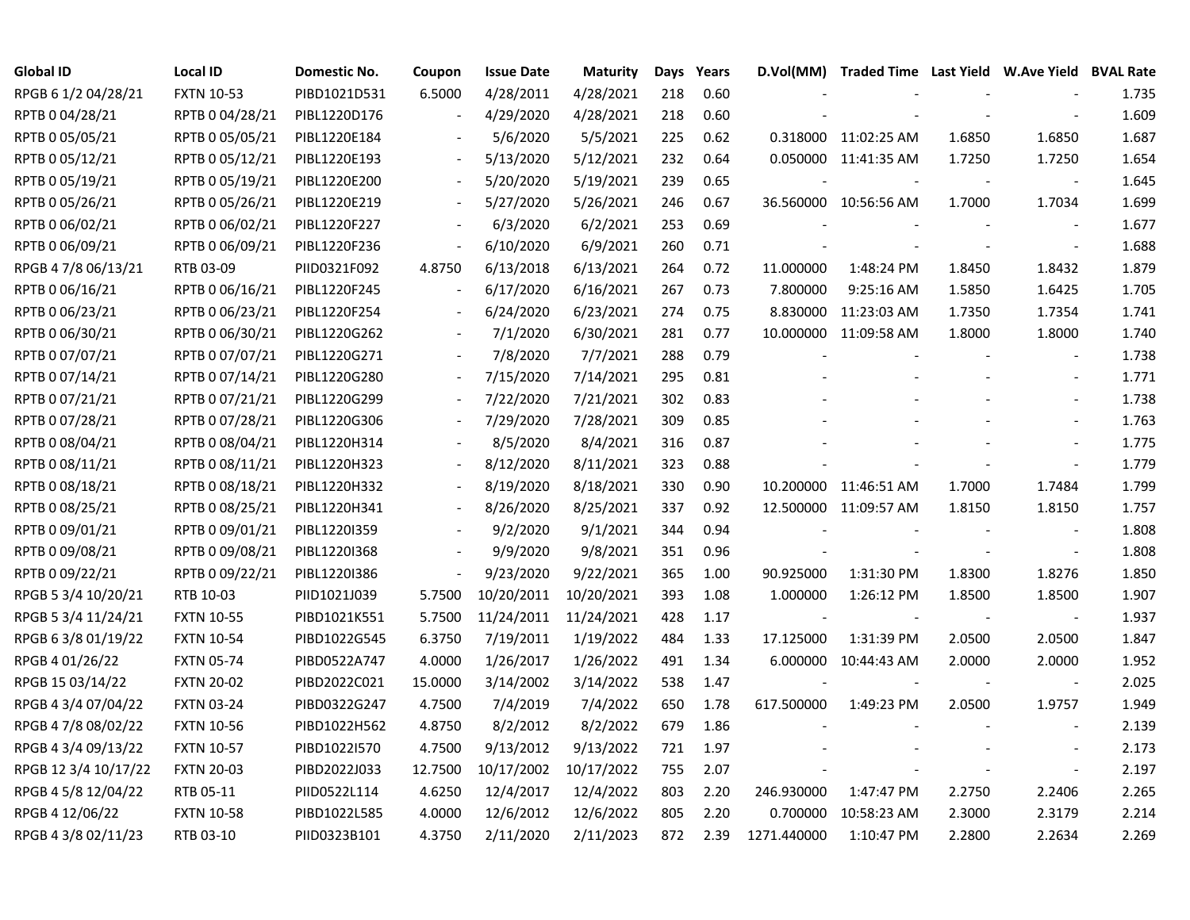| Global ID | Local ID | Domestic No. | Coupon | Issue Date | Maturity | Days | Years | D.Vol(MM) | Traded Time | Last Yield | W.Ave Yield | BVAL Rate |
|---|---|---|---|---|---|---|---|---|---|---|---|---|
| RPGB 6 1/2 04/28/21 | FXTN 10-53 | PIBD1021D531 | 6.5000 | 4/28/2011 | 4/28/2021 | 218 | 0.60 | - | - | - | - | 1.735 |
| RPTB 0 04/28/21 | RPTB 0 04/28/21 | PIBL1220D176 | - | 4/29/2020 | 4/28/2021 | 218 | 0.60 | - | - | - | - | 1.609 |
| RPTB 0 05/05/21 | RPTB 0 05/05/21 | PIBL1220E184 | - | 5/6/2020 | 5/5/2021 | 225 | 0.62 | 0.318000 | 11:02:25 AM | 1.6850 | 1.6850 | 1.687 |
| RPTB 0 05/12/21 | RPTB 0 05/12/21 | PIBL1220E193 | - | 5/13/2020 | 5/12/2021 | 232 | 0.64 | 0.050000 | 11:41:35 AM | 1.7250 | 1.7250 | 1.654 |
| RPTB 0 05/19/21 | RPTB 0 05/19/21 | PIBL1220E200 | - | 5/20/2020 | 5/19/2021 | 239 | 0.65 | - | - | - | - | 1.645 |
| RPTB 0 05/26/21 | RPTB 0 05/26/21 | PIBL1220E219 | - | 5/27/2020 | 5/26/2021 | 246 | 0.67 | 36.560000 | 10:56:56 AM | 1.7000 | 1.7034 | 1.699 |
| RPTB 0 06/02/21 | RPTB 0 06/02/21 | PIBL1220F227 | - | 6/3/2020 | 6/2/2021 | 253 | 0.69 | - | - | - | - | 1.677 |
| RPTB 0 06/09/21 | RPTB 0 06/09/21 | PIBL1220F236 | - | 6/10/2020 | 6/9/2021 | 260 | 0.71 | - | - | - | - | 1.688 |
| RPGB 4 7/8 06/13/21 | RTB 03-09 | PIID0321F092 | 4.8750 | 6/13/2018 | 6/13/2021 | 264 | 0.72 | 11.000000 | 1:48:24 PM | 1.8450 | 1.8432 | 1.879 |
| RPTB 0 06/16/21 | RPTB 0 06/16/21 | PIBL1220F245 | - | 6/17/2020 | 6/16/2021 | 267 | 0.73 | 7.800000 | 9:25:16 AM | 1.5850 | 1.6425 | 1.705 |
| RPTB 0 06/23/21 | RPTB 0 06/23/21 | PIBL1220F254 | - | 6/24/2020 | 6/23/2021 | 274 | 0.75 | 8.830000 | 11:23:03 AM | 1.7350 | 1.7354 | 1.741 |
| RPTB 0 06/30/21 | RPTB 0 06/30/21 | PIBL1220G262 | - | 7/1/2020 | 6/30/2021 | 281 | 0.77 | 10.000000 | 11:09:58 AM | 1.8000 | 1.8000 | 1.740 |
| RPTB 0 07/07/21 | RPTB 0 07/07/21 | PIBL1220G271 | - | 7/8/2020 | 7/7/2021 | 288 | 0.79 | - | - | - | - | 1.738 |
| RPTB 0 07/14/21 | RPTB 0 07/14/21 | PIBL1220G280 | - | 7/15/2020 | 7/14/2021 | 295 | 0.81 | - | - | - | - | 1.771 |
| RPTB 0 07/21/21 | RPTB 0 07/21/21 | PIBL1220G299 | - | 7/22/2020 | 7/21/2021 | 302 | 0.83 | - | - | - | - | 1.738 |
| RPTB 0 07/28/21 | RPTB 0 07/28/21 | PIBL1220G306 | - | 7/29/2020 | 7/28/2021 | 309 | 0.85 | - | - | - | - | 1.763 |
| RPTB 0 08/04/21 | RPTB 0 08/04/21 | PIBL1220H314 | - | 8/5/2020 | 8/4/2021 | 316 | 0.87 | - | - | - | - | 1.775 |
| RPTB 0 08/11/21 | RPTB 0 08/11/21 | PIBL1220H323 | - | 8/12/2020 | 8/11/2021 | 323 | 0.88 | - | - | - | - | 1.779 |
| RPTB 0 08/18/21 | RPTB 0 08/18/21 | PIBL1220H332 | - | 8/19/2020 | 8/18/2021 | 330 | 0.90 | 10.200000 | 11:46:51 AM | 1.7000 | 1.7484 | 1.799 |
| RPTB 0 08/25/21 | RPTB 0 08/25/21 | PIBL1220H341 | - | 8/26/2020 | 8/25/2021 | 337 | 0.92 | 12.500000 | 11:09:57 AM | 1.8150 | 1.8150 | 1.757 |
| RPTB 0 09/01/21 | RPTB 0 09/01/21 | PIBL1220I359 | - | 9/2/2020 | 9/1/2021 | 344 | 0.94 | - | - | - | - | 1.808 |
| RPTB 0 09/08/21 | RPTB 0 09/08/21 | PIBL1220I368 | - | 9/9/2020 | 9/8/2021 | 351 | 0.96 | - | - | - | - | 1.808 |
| RPTB 0 09/22/21 | RPTB 0 09/22/21 | PIBL1220I386 | - | 9/23/2020 | 9/22/2021 | 365 | 1.00 | 90.925000 | 1:31:30 PM | 1.8300 | 1.8276 | 1.850 |
| RPGB 5 3/4 10/20/21 | RTB 10-03 | PIID1021J039 | 5.7500 | 10/20/2011 | 10/20/2021 | 393 | 1.08 | 1.000000 | 1:26:12 PM | 1.8500 | 1.8500 | 1.907 |
| RPGB 5 3/4 11/24/21 | FXTN 10-55 | PIBD1021K551 | 5.7500 | 11/24/2011 | 11/24/2021 | 428 | 1.17 | - | - | - | - | 1.937 |
| RPGB 6 3/8 01/19/22 | FXTN 10-54 | PIBD1022G545 | 6.3750 | 7/19/2011 | 1/19/2022 | 484 | 1.33 | 17.125000 | 1:31:39 PM | 2.0500 | 2.0500 | 1.847 |
| RPGB 4 01/26/22 | FXTN 05-74 | PIBD0522A747 | 4.0000 | 1/26/2017 | 1/26/2022 | 491 | 1.34 | 6.000000 | 10:44:43 AM | 2.0000 | 2.0000 | 1.952 |
| RPGB 15 03/14/22 | FXTN 20-02 | PIBD2022C021 | 15.0000 | 3/14/2002 | 3/14/2022 | 538 | 1.47 | - | - | - | - | 2.025 |
| RPGB 4 3/4 07/04/22 | FXTN 03-24 | PIBD0322G247 | 4.7500 | 7/4/2019 | 7/4/2022 | 650 | 1.78 | 617.500000 | 1:49:23 PM | 2.0500 | 1.9757 | 1.949 |
| RPGB 4 7/8 08/02/22 | FXTN 10-56 | PIBD1022H562 | 4.8750 | 8/2/2012 | 8/2/2022 | 679 | 1.86 | - | - | - | - | 2.139 |
| RPGB 4 3/4 09/13/22 | FXTN 10-57 | PIBD1022I570 | 4.7500 | 9/13/2012 | 9/13/2022 | 721 | 1.97 | - | - | - | - | 2.173 |
| RPGB 12 3/4 10/17/22 | FXTN 20-03 | PIBD2022J033 | 12.7500 | 10/17/2002 | 10/17/2022 | 755 | 2.07 | - | - | - | - | 2.197 |
| RPGB 4 5/8 12/04/22 | RTB 05-11 | PIID0522L114 | 4.6250 | 12/4/2017 | 12/4/2022 | 803 | 2.20 | 246.930000 | 1:47:47 PM | 2.2750 | 2.2406 | 2.265 |
| RPGB 4 12/06/22 | FXTN 10-58 | PIBD1022L585 | 4.0000 | 12/6/2012 | 12/6/2022 | 805 | 2.20 | 0.700000 | 10:58:23 AM | 2.3000 | 2.3179 | 2.214 |
| RPGB 4 3/8 02/11/23 | RTB 03-10 | PIID0323B101 | 4.3750 | 2/11/2020 | 2/11/2023 | 872 | 2.39 | 1271.440000 | 1:10:47 PM | 2.2800 | 2.2634 | 2.269 |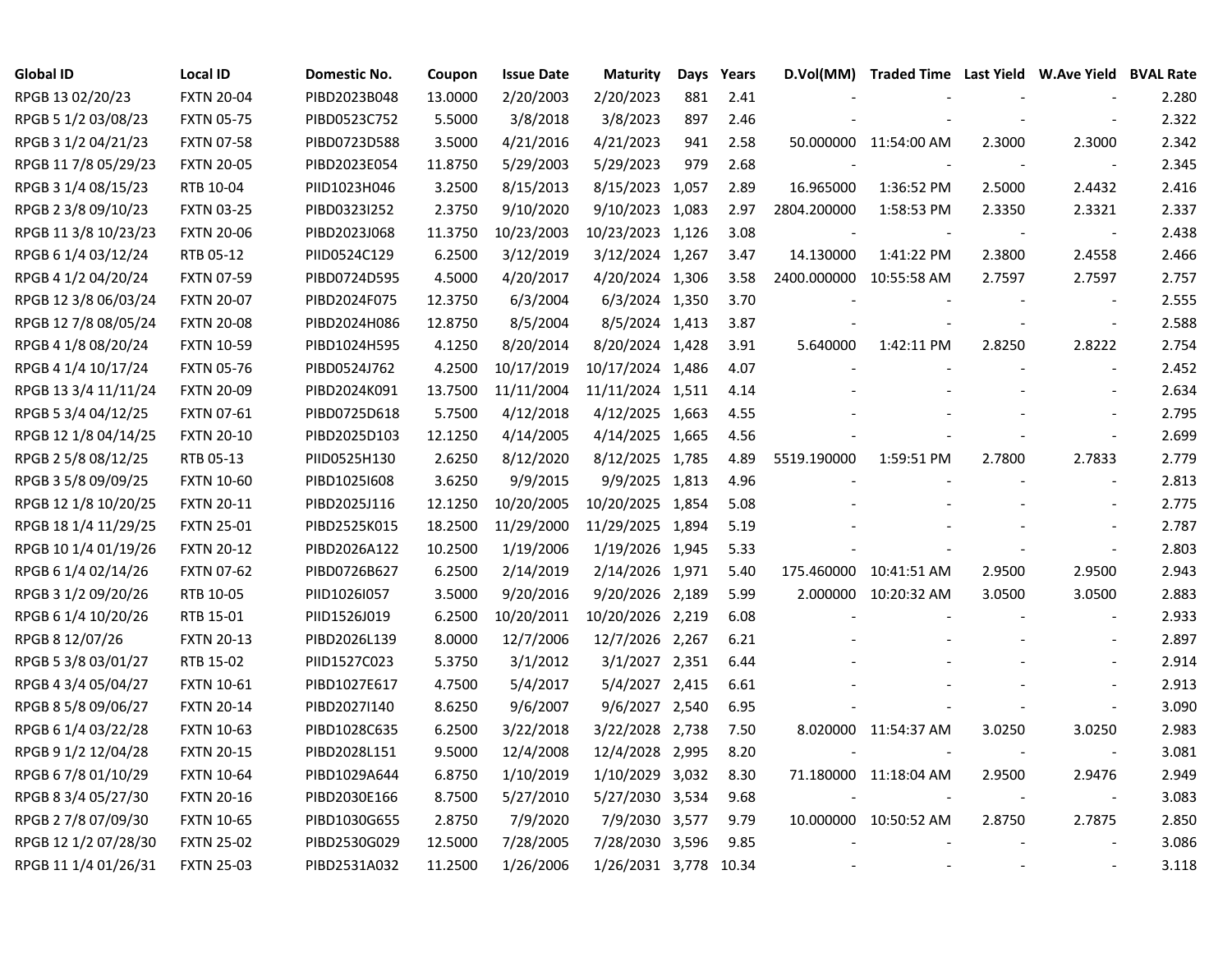| Global ID | Local ID | Domestic No. | Coupon | Issue Date | Maturity | Days | Years | D.Vol(MM) | Traded Time | Last Yield | W.Ave Yield | BVAL Rate |
|---|---|---|---|---|---|---|---|---|---|---|---|---|
| RPGB 13 02/20/23 | FXTN 20-04 | PIBD2023B048 | 13.0000 | 2/20/2003 | 2/20/2023 | 881 | 2.41 | - | - | - | - | 2.280 |
| RPGB 5 1/2 03/08/23 | FXTN 05-75 | PIBD0523C752 | 5.5000 | 3/8/2018 | 3/8/2023 | 897 | 2.46 | - | - | - | - | 2.322 |
| RPGB 3 1/2 04/21/23 | FXTN 07-58 | PIBD0723D588 | 3.5000 | 4/21/2016 | 4/21/2023 | 941 | 2.58 | 50.000000 | 11:54:00 AM | 2.3000 | 2.3000 | 2.342 |
| RPGB 11 7/8 05/29/23 | FXTN 20-05 | PIBD2023E054 | 11.8750 | 5/29/2003 | 5/29/2023 | 979 | 2.68 | - | - | - | - | 2.345 |
| RPGB 3 1/4 08/15/23 | RTB 10-04 | PIID1023H046 | 3.2500 | 8/15/2013 | 8/15/2023 | 1,057 | 2.89 | 16.965000 | 1:36:52 PM | 2.5000 | 2.4432 | 2.416 |
| RPGB 2 3/8 09/10/23 | FXTN 03-25 | PIBD0323I252 | 2.3750 | 9/10/2020 | 9/10/2023 | 1,083 | 2.97 | 2804.200000 | 1:58:53 PM | 2.3350 | 2.3321 | 2.337 |
| RPGB 11 3/8 10/23/23 | FXTN 20-06 | PIBD2023J068 | 11.3750 | 10/23/2003 | 10/23/2023 | 1,126 | 3.08 | - | - | - | - | 2.438 |
| RPGB 6 1/4 03/12/24 | RTB 05-12 | PIID0524C129 | 6.2500 | 3/12/2019 | 3/12/2024 | 1,267 | 3.47 | 14.130000 | 1:41:22 PM | 2.3800 | 2.4558 | 2.466 |
| RPGB 4 1/2 04/20/24 | FXTN 07-59 | PIBD0724D595 | 4.5000 | 4/20/2017 | 4/20/2024 | 1,306 | 3.58 | 2400.000000 | 10:55:58 AM | 2.7597 | 2.7597 | 2.757 |
| RPGB 12 3/8 06/03/24 | FXTN 20-07 | PIBD2024F075 | 12.3750 | 6/3/2004 | 6/3/2024 | 1,350 | 3.70 | - | - | - | - | 2.555 |
| RPGB 12 7/8 08/05/24 | FXTN 20-08 | PIBD2024H086 | 12.8750 | 8/5/2004 | 8/5/2024 | 1,413 | 3.87 | - | - | - | - | 2.588 |
| RPGB 4 1/8 08/20/24 | FXTN 10-59 | PIBD1024H595 | 4.1250 | 8/20/2014 | 8/20/2024 | 1,428 | 3.91 | 5.640000 | 1:42:11 PM | 2.8250 | 2.8222 | 2.754 |
| RPGB 4 1/4 10/17/24 | FXTN 05-76 | PIBD0524J762 | 4.2500 | 10/17/2019 | 10/17/2024 | 1,486 | 4.07 | - | - | - | - | 2.452 |
| RPGB 13 3/4 11/11/24 | FXTN 20-09 | PIBD2024K091 | 13.7500 | 11/11/2004 | 11/11/2024 | 1,511 | 4.14 | - | - | - | - | 2.634 |
| RPGB 5 3/4 04/12/25 | FXTN 07-61 | PIBD0725D618 | 5.7500 | 4/12/2018 | 4/12/2025 | 1,663 | 4.55 | - | - | - | - | 2.795 |
| RPGB 12 1/8 04/14/25 | FXTN 20-10 | PIBD2025D103 | 12.1250 | 4/14/2005 | 4/14/2025 | 1,665 | 4.56 | - | - | - | - | 2.699 |
| RPGB 2 5/8 08/12/25 | RTB 05-13 | PIID0525H130 | 2.6250 | 8/12/2020 | 8/12/2025 | 1,785 | 4.89 | 5519.190000 | 1:59:51 PM | 2.7800 | 2.7833 | 2.779 |
| RPGB 3 5/8 09/09/25 | FXTN 10-60 | PIBD1025I608 | 3.6250 | 9/9/2015 | 9/9/2025 | 1,813 | 4.96 | - | - | - | - | 2.813 |
| RPGB 12 1/8 10/20/25 | FXTN 20-11 | PIBD2025J116 | 12.1250 | 10/20/2005 | 10/20/2025 | 1,854 | 5.08 | - | - | - | - | 2.775 |
| RPGB 18 1/4 11/29/25 | FXTN 25-01 | PIBD2525K015 | 18.2500 | 11/29/2000 | 11/29/2025 | 1,894 | 5.19 | - | - | - | - | 2.787 |
| RPGB 10 1/4 01/19/26 | FXTN 20-12 | PIBD2026A122 | 10.2500 | 1/19/2006 | 1/19/2026 | 1,945 | 5.33 | - | - | - | - | 2.803 |
| RPGB 6 1/4 02/14/26 | FXTN 07-62 | PIBD0726B627 | 6.2500 | 2/14/2019 | 2/14/2026 | 1,971 | 5.40 | 175.460000 | 10:41:51 AM | 2.9500 | 2.9500 | 2.943 |
| RPGB 3 1/2 09/20/26 | RTB 10-05 | PIID1026I057 | 3.5000 | 9/20/2016 | 9/20/2026 | 2,189 | 5.99 | 2.000000 | 10:20:32 AM | 3.0500 | 3.0500 | 2.883 |
| RPGB 6 1/4 10/20/26 | RTB 15-01 | PIID1526J019 | 6.2500 | 10/20/2011 | 10/20/2026 | 2,219 | 6.08 | - | - | - | - | 2.933 |
| RPGB 8 12/07/26 | FXTN 20-13 | PIBD2026L139 | 8.0000 | 12/7/2006 | 12/7/2026 | 2,267 | 6.21 | - | - | - | - | 2.897 |
| RPGB 5 3/8 03/01/27 | RTB 15-02 | PIID1527C023 | 5.3750 | 3/1/2012 | 3/1/2027 | 2,351 | 6.44 | - | - | - | - | 2.914 |
| RPGB 4 3/4 05/04/27 | FXTN 10-61 | PIBD1027E617 | 4.7500 | 5/4/2017 | 5/4/2027 | 2,415 | 6.61 | - | - | - | - | 2.913 |
| RPGB 8 5/8 09/06/27 | FXTN 20-14 | PIBD2027I140 | 8.6250 | 9/6/2007 | 9/6/2027 | 2,540 | 6.95 | - | - | - | - | 3.090 |
| RPGB 6 1/4 03/22/28 | FXTN 10-63 | PIBD1028C635 | 6.2500 | 3/22/2018 | 3/22/2028 | 2,738 | 7.50 | 8.020000 | 11:54:37 AM | 3.0250 | 3.0250 | 2.983 |
| RPGB 9 1/2 12/04/28 | FXTN 20-15 | PIBD2028L151 | 9.5000 | 12/4/2008 | 12/4/2028 | 2,995 | 8.20 | - | - | - | - | 3.081 |
| RPGB 6 7/8 01/10/29 | FXTN 10-64 | PIBD1029A644 | 6.8750 | 1/10/2019 | 1/10/2029 | 3,032 | 8.30 | 71.180000 | 11:18:04 AM | 2.9500 | 2.9476 | 2.949 |
| RPGB 8 3/4 05/27/30 | FXTN 20-16 | PIBD2030E166 | 8.7500 | 5/27/2010 | 5/27/2030 | 3,534 | 9.68 | - | - | - | - | 3.083 |
| RPGB 2 7/8 07/09/30 | FXTN 10-65 | PIBD1030G655 | 2.8750 | 7/9/2020 | 7/9/2030 | 3,577 | 9.79 | 10.000000 | 10:50:52 AM | 2.8750 | 2.7875 | 2.850 |
| RPGB 12 1/2 07/28/30 | FXTN 25-02 | PIBD2530G029 | 12.5000 | 7/28/2005 | 7/28/2030 | 3,596 | 9.85 | - | - | - | - | 3.086 |
| RPGB 11 1/4 01/26/31 | FXTN 25-03 | PIBD2531A032 | 11.2500 | 1/26/2006 | 1/26/2031 | 3,778 | 10.34 | - | - | - | - | 3.118 |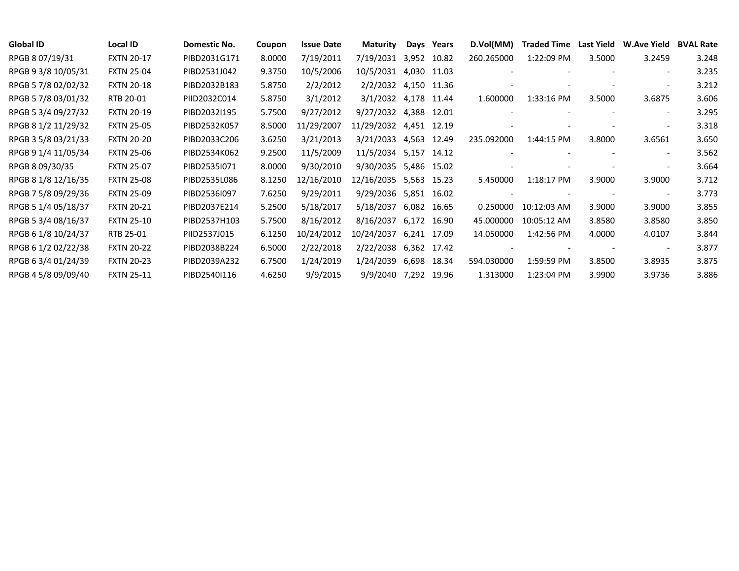| Global ID | Local ID | Domestic No. | Coupon | Issue Date | Maturity | Days | Years | D.Vol(MM) | Traded Time | Last Yield | W.Ave Yield | BVAL Rate |
|---|---|---|---|---|---|---|---|---|---|---|---|---|
| RPGB 8 07/19/31 | FXTN 20-17 | PIBD2031G171 | 8.0000 | 7/19/2011 | 7/19/2031 | 3,952 | 10.82 | 260.265000 | 1:22:09 PM | 3.5000 | 3.2459 | 3.248 |
| RPGB 9 3/8 10/05/31 | FXTN 25-04 | PIBD2531J042 | 9.3750 | 10/5/2006 | 10/5/2031 | 4,030 | 11.03 | - | - | - | - | 3.235 |
| RPGB 5 7/8 02/02/32 | FXTN 20-18 | PIBD2032B183 | 5.8750 | 2/2/2012 | 2/2/2032 | 4,150 | 11.36 | - | - | - | - | 3.212 |
| RPGB 5 7/8 03/01/32 | RTB 20-01 | PIID2032C014 | 5.8750 | 3/1/2012 | 3/1/2032 | 4,178 | 11.44 | 1.600000 | 1:33:16 PM | 3.5000 | 3.6875 | 3.606 |
| RPGB 5 3/4 09/27/32 | FXTN 20-19 | PIBD2032I195 | 5.7500 | 9/27/2012 | 9/27/2032 | 4,388 | 12.01 | - | - | - | - | 3.295 |
| RPGB 8 1/2 11/29/32 | FXTN 25-05 | PIBD2532K057 | 8.5000 | 11/29/2007 | 11/29/2032 | 4,451 | 12.19 | - | - | - | - | 3.318 |
| RPGB 3 5/8 03/21/33 | FXTN 20-20 | PIBD2033C206 | 3.6250 | 3/21/2013 | 3/21/2033 | 4,563 | 12.49 | 235.092000 | 1:44:15 PM | 3.8000 | 3.6561 | 3.650 |
| RPGB 9 1/4 11/05/34 | FXTN 25-06 | PIBD2534K062 | 9.2500 | 11/5/2009 | 11/5/2034 | 5,157 | 14.12 | - | - | - | - | 3.562 |
| RPGB 8 09/30/35 | FXTN 25-07 | PIBD2535I071 | 8.0000 | 9/30/2010 | 9/30/2035 | 5,486 | 15.02 | - | - | - | - | 3.664 |
| RPGB 8 1/8 12/16/35 | FXTN 25-08 | PIBD2535L086 | 8.1250 | 12/16/2010 | 12/16/2035 | 5,563 | 15.23 | 5.450000 | 1:18:17 PM | 3.9000 | 3.9000 | 3.712 |
| RPGB 7 5/8 09/29/36 | FXTN 25-09 | PIBD2536I097 | 7.6250 | 9/29/2011 | 9/29/2036 | 5,851 | 16.02 | - | - | - | - | 3.773 |
| RPGB 5 1/4 05/18/37 | FXTN 20-21 | PIBD2037E214 | 5.2500 | 5/18/2017 | 5/18/2037 | 6,082 | 16.65 | 0.250000 | 10:12:03 AM | 3.9000 | 3.9000 | 3.855 |
| RPGB 5 3/4 08/16/37 | FXTN 25-10 | PIBD2537H103 | 5.7500 | 8/16/2012 | 8/16/2037 | 6,172 | 16.90 | 45.000000 | 10:05:12 AM | 3.8580 | 3.8580 | 3.850 |
| RPGB 6 1/8 10/24/37 | RTB 25-01 | PIID2537J015 | 6.1250 | 10/24/2012 | 10/24/2037 | 6,241 | 17.09 | 14.050000 | 1:42:56 PM | 4.0000 | 4.0107 | 3.844 |
| RPGB 6 1/2 02/22/38 | FXTN 20-22 | PIBD2038B224 | 6.5000 | 2/22/2018 | 2/22/2038 | 6,362 | 17.42 | - | - | - | - | 3.877 |
| RPGB 6 3/4 01/24/39 | FXTN 20-23 | PIBD2039A232 | 6.7500 | 1/24/2019 | 1/24/2039 | 6,698 | 18.34 | 594.030000 | 1:59:59 PM | 3.8500 | 3.8935 | 3.875 |
| RPGB 4 5/8 09/09/40 | FXTN 25-11 | PIBD2540I116 | 4.6250 | 9/9/2015 | 9/9/2040 | 7,292 | 19.96 | 1.313000 | 1:23:04 PM | 3.9900 | 3.9736 | 3.886 |